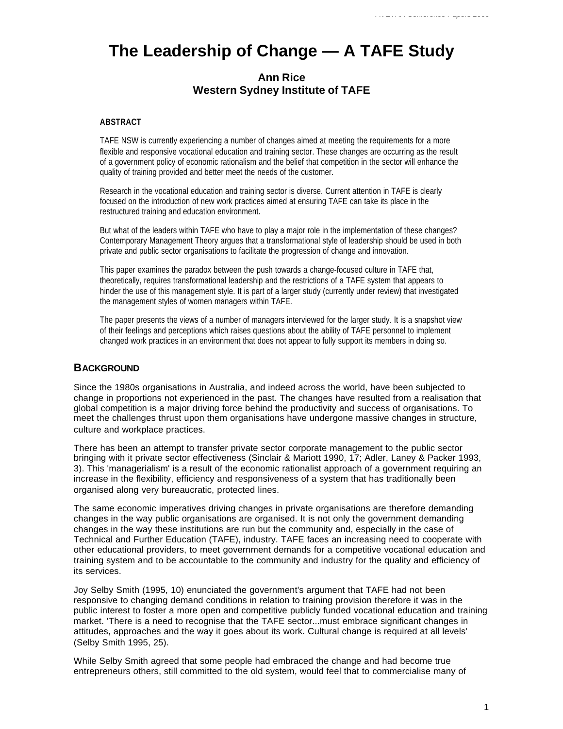# The Leadership of Change — A TAFE Study

**Ann Rice**
**Western Sydney Institute of TAFE**

**ABSTRACT**

TAFE NSW is currently experiencing a number of changes aimed at meeting the requirements for a more flexible and responsive vocational education and training sector. These changes are occurring as the result of a government policy of economic rationalism and the belief that competition in the sector will enhance the quality of training provided and better meet the needs of the customer.

Research in the vocational education and training sector is diverse. Current attention in TAFE is clearly focused on the introduction of new work practices aimed at ensuring TAFE can take its place in the restructured training and education environment.

But what of the leaders within TAFE who have to play a major role in the implementation of these changes? Contemporary Management Theory argues that a transformational style of leadership should be used in both private and public sector organisations to facilitate the progression of change and innovation.

This paper examines the paradox between the push towards a change-focused culture in TAFE that, theoretically, requires transformational leadership and the restrictions of a TAFE system that appears to hinder the use of this management style. It is part of a larger study (currently under review) that investigated the management styles of women managers within TAFE.

The paper presents the views of a number of managers interviewed for the larger study. It is a snapshot view of their feelings and perceptions which raises questions about the ability of TAFE personnel to implement changed work practices in an environment that does not appear to fully support its members in doing so.

## BACKGROUND

Since the 1980s organisations in Australia, and indeed across the world, have been subjected to change in proportions not experienced in the past. The changes have resulted from a realisation that global competition is a major driving force behind the productivity and success of organisations. To meet the challenges thrust upon them organisations have undergone massive changes in structure, culture and workplace practices.

There has been an attempt to transfer private sector corporate management to the public sector bringing with it private sector effectiveness (Sinclair & Mariott 1990, 17; Adler, Laney & Packer 1993, 3). This 'managerialism' is a result of the economic rationalist approach of a government requiring an increase in the flexibility, efficiency and responsiveness of a system that has traditionally been organised along very bureaucratic, protected lines.

The same economic imperatives driving changes in private organisations are therefore demanding changes in the way public organisations are organised. It is not only the government demanding changes in the way these institutions are run but the community and, especially in the case of Technical and Further Education (TAFE), industry. TAFE faces an increasing need to cooperate with other educational providers, to meet government demands for a competitive vocational education and training system and to be accountable to the community and industry for the quality and efficiency of its services.

Joy Selby Smith (1995, 10) enunciated the government's argument that TAFE had not been responsive to changing demand conditions in relation to training provision therefore it was in the public interest to foster a more open and competitive publicly funded vocational education and training market. 'There is a need to recognise that the TAFE sector...must embrace significant changes in attitudes, approaches and the way it goes about its work. Cultural change is required at all levels' (Selby Smith 1995, 25).

While Selby Smith agreed that some people had embraced the change and had become true entrepreneurs others, still committed to the old system, would feel that to commercialise many of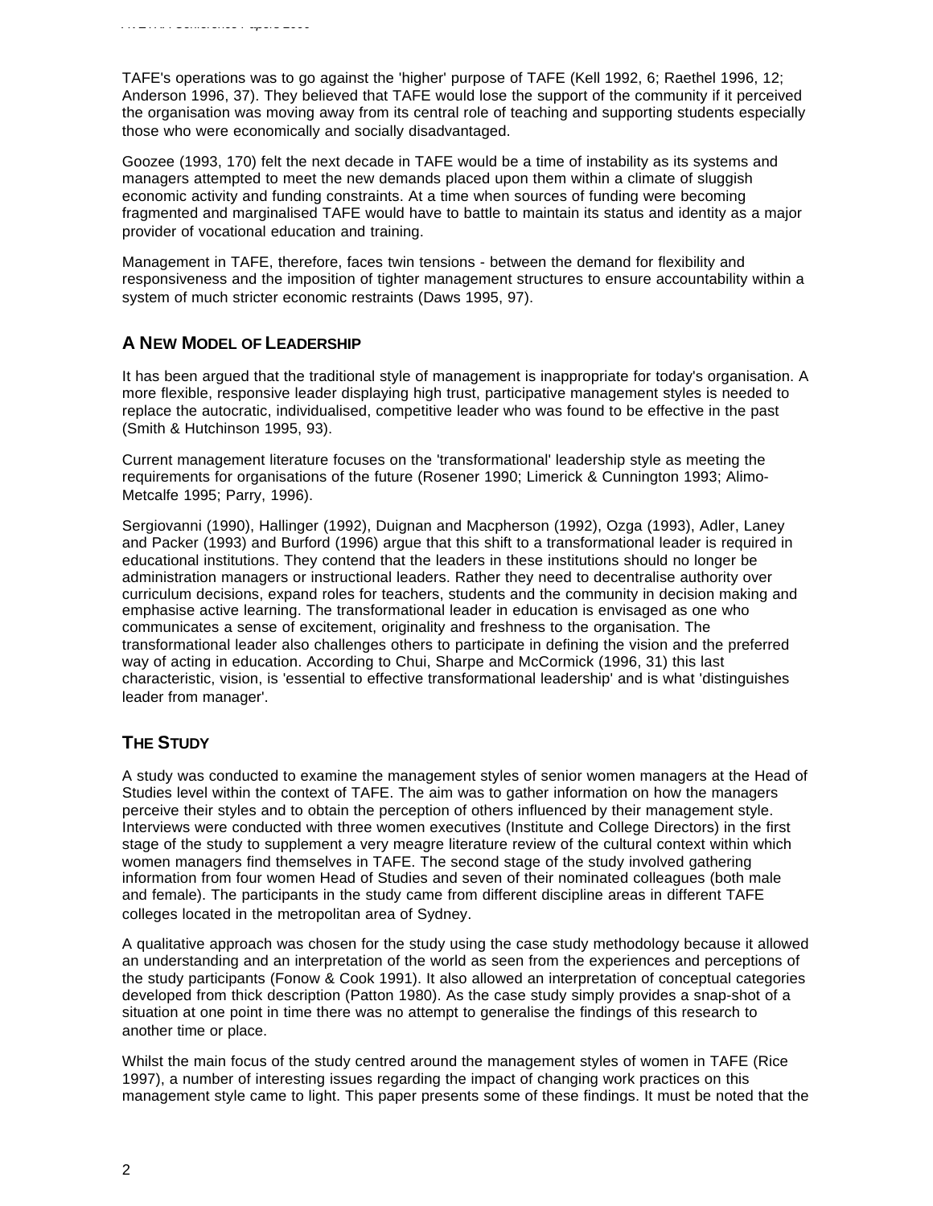TAFE's operations was to go against the 'higher' purpose of TAFE (Kell 1992, 6; Raethel 1996, 12; Anderson 1996, 37). They believed that TAFE would lose the support of the community if it perceived the organisation was moving away from its central role of teaching and supporting students especially those who were economically and socially disadvantaged.

Goozee (1993, 170) felt the next decade in TAFE would be a time of instability as its systems and managers attempted to meet the new demands placed upon them within a climate of sluggish economic activity and funding constraints. At a time when sources of funding were becoming fragmented and marginalised TAFE would have to battle to maintain its status and identity as a major provider of vocational education and training.

Management in TAFE, therefore, faces twin tensions - between the demand for flexibility and responsiveness and the imposition of tighter management structures to ensure accountability within a system of much stricter economic restraints (Daws 1995, 97).

## A New Model of Leadership

It has been argued that the traditional style of management is inappropriate for today's organisation. A more flexible, responsive leader displaying high trust, participative management styles is needed to replace the autocratic, individualised, competitive leader who was found to be effective in the past (Smith & Hutchinson 1995, 93).

Current management literature focuses on the 'transformational' leadership style as meeting the requirements for organisations of the future (Rosener 1990; Limerick & Cunnington 1993; Alimo-Metcalfe 1995; Parry, 1996).

Sergiovanni (1990), Hallinger (1992), Duignan and Macpherson (1992), Ozga (1993), Adler, Laney and Packer (1993) and Burford (1996) argue that this shift to a transformational leader is required in educational institutions. They contend that the leaders in these institutions should no longer be administration managers or instructional leaders. Rather they need to decentralise authority over curriculum decisions, expand roles for teachers, students and the community in decision making and emphasise active learning. The transformational leader in education is envisaged as one who communicates a sense of excitement, originality and freshness to the organisation. The transformational leader also challenges others to participate in defining the vision and the preferred way of acting in education. According to Chui, Sharpe and McCormick (1996, 31) this last characteristic, vision, is 'essential to effective transformational leadership' and is what 'distinguishes leader from manager'.

## The Study

A study was conducted to examine the management styles of senior women managers at the Head of Studies level within the context of TAFE. The aim was to gather information on how the managers perceive their styles and to obtain the perception of others influenced by their management style. Interviews were conducted with three women executives (Institute and College Directors) in the first stage of the study to supplement a very meagre literature review of the cultural context within which women managers find themselves in TAFE. The second stage of the study involved gathering information from four women Head of Studies and seven of their nominated colleagues (both male and female). The participants in the study came from different discipline areas in different TAFE colleges located in the metropolitan area of Sydney.

A qualitative approach was chosen for the study using the case study methodology because it allowed an understanding and an interpretation of the world as seen from the experiences and perceptions of the study participants (Fonow & Cook 1991). It also allowed an interpretation of conceptual categories developed from thick description (Patton 1980). As the case study simply provides a snap-shot of a situation at one point in time there was no attempt to generalise the findings of this research to another time or place.

Whilst the main focus of the study centred around the management styles of women in TAFE (Rice 1997), a number of interesting issues regarding the impact of changing work practices on this management style came to light. This paper presents some of these findings. It must be noted that the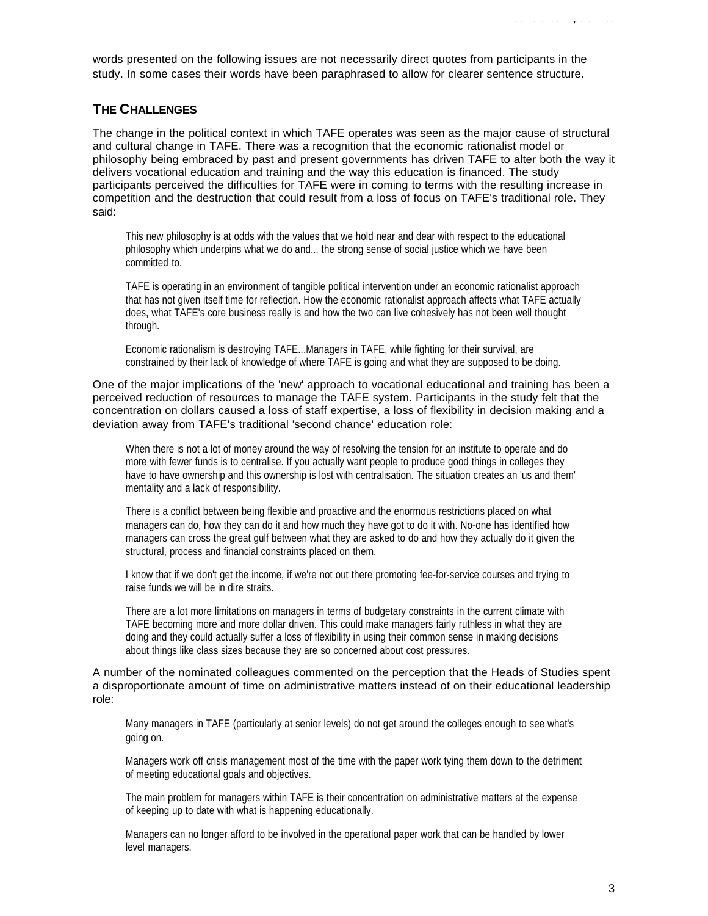words presented on the following issues are not necessarily direct quotes from participants in the study. In some cases their words have been paraphrased to allow for clearer sentence structure.

## THE CHALLENGES

The change in the political context in which TAFE operates was seen as the major cause of structural and cultural change in TAFE. There was a recognition that the economic rationalist model or philosophy being embraced by past and present governments has driven TAFE to alter both the way it delivers vocational education and training and the way this education is financed. The study participants perceived the difficulties for TAFE were in coming to terms with the resulting increase in competition and the destruction that could result from a loss of focus on TAFE's traditional role. They said:

> This new philosophy is at odds with the values that we hold near and dear with respect to the educational philosophy which underpins what we do and... the strong sense of social justice which we have been committed to.
>
> TAFE is operating in an environment of tangible political intervention under an economic rationalist approach that has not given itself time for reflection. How the economic rationalist approach affects what TAFE actually does, what TAFE's core business really is and how the two can live cohesively has not been well thought through.
>
> Economic rationalism is destroying TAFE...Managers in TAFE, while fighting for their survival, are constrained by their lack of knowledge of where TAFE is going and what they are supposed to be doing.

One of the major implications of the 'new' approach to vocational educational and training has been a perceived reduction of resources to manage the TAFE system. Participants in the study felt that the concentration on dollars caused a loss of staff expertise, a loss of flexibility in decision making and a deviation away from TAFE's traditional 'second chance' education role:

> When there is not a lot of money around the way of resolving the tension for an institute to operate and do more with fewer funds is to centralise. If you actually want people to produce good things in colleges they have to have ownership and this ownership is lost with centralisation. The situation creates an 'us and them' mentality and a lack of responsibility.
>
> There is a conflict between being flexible and proactive and the enormous restrictions placed on what managers can do, how they can do it and how much they have got to do it with. No-one has identified how managers can cross the great gulf between what they are asked to do and how they actually do it given the structural, process and financial constraints placed on them.
>
> I know that if we don't get the income, if we're not out there promoting fee-for-service courses and trying to raise funds we will be in dire straits.
>
> There are a lot more limitations on managers in terms of budgetary constraints in the current climate with TAFE becoming more and more dollar driven. This could make managers fairly ruthless in what they are doing and they could actually suffer a loss of flexibility in using their common sense in making decisions about things like class sizes because they are so concerned about cost pressures.

A number of the nominated colleagues commented on the perception that the Heads of Studies spent a disproportionate amount of time on administrative matters instead of on their educational leadership role:

> Many managers in TAFE (particularly at senior levels) do not get around the colleges enough to see what's going on.
>
> Managers work off crisis management most of the time with the paper work tying them down to the detriment of meeting educational goals and objectives.
>
> The main problem for managers within TAFE is their concentration on administrative matters at the expense of keeping up to date with what is happening educationally.
>
> Managers can no longer afford to be involved in the operational paper work that can be handled by lower level managers.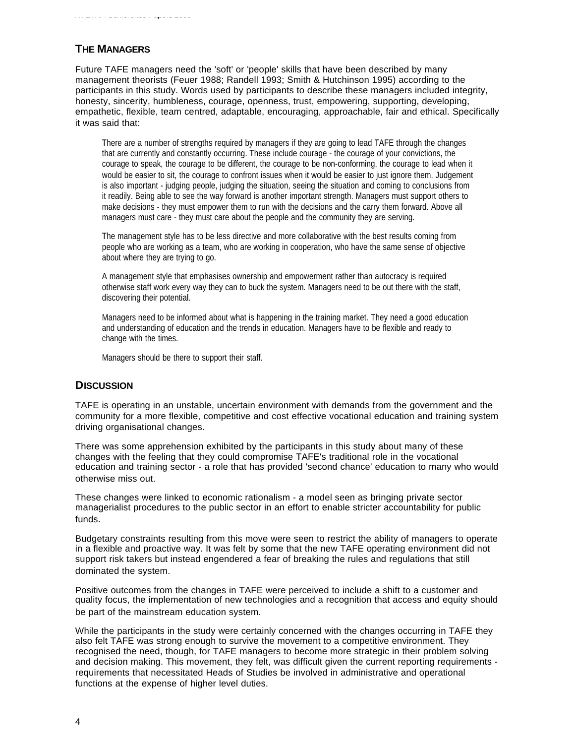## THE MANAGERS

Future TAFE managers need the 'soft' or 'people' skills that have been described by many management theorists (Feuer 1988; Randell 1993; Smith & Hutchinson 1995) according to the participants in this study. Words used by participants to describe these managers included integrity, honesty, sincerity, humbleness, courage, openness, trust, empowering, supporting, developing, empathetic, flexible, team centred, adaptable, encouraging, approachable, fair and ethical. Specifically it was said that:

> There are a number of strengths required by managers if they are going to lead TAFE through the changes that are currently and constantly occurring. These include courage - the courage of your convictions, the courage to speak, the courage to be different, the courage to be non-conforming, the courage to lead when it would be easier to sit, the courage to confront issues when it would be easier to just ignore them. Judgement is also important - judging people, judging the situation, seeing the situation and coming to conclusions from it readily. Being able to see the way forward is another important strength. Managers must support others to make decisions - they must empower them to run with the decisions and the carry them forward. Above all managers must care - they must care about the people and the community they are serving.
>
> The management style has to be less directive and more collaborative with the best results coming from people who are working as a team, who are working in cooperation, who have the same sense of objective about where they are trying to go.
>
> A management style that emphasises ownership and empowerment rather than autocracy is required otherwise staff work every way they can to buck the system. Managers need to be out there with the staff, discovering their potential.
>
> Managers need to be informed about what is happening in the training market. They need a good education and understanding of education and the trends in education. Managers have to be flexible and ready to change with the times.
>
> Managers should be there to support their staff.

## DISCUSSION

TAFE is operating in an unstable, uncertain environment with demands from the government and the community for a more flexible, competitive and cost effective vocational education and training system driving organisational changes.

There was some apprehension exhibited by the participants in this study about many of these changes with the feeling that they could compromise TAFE's traditional role in the vocational education and training sector - a role that has provided 'second chance' education to many who would otherwise miss out.

These changes were linked to economic rationalism - a model seen as bringing private sector managerialist procedures to the public sector in an effort to enable stricter accountability for public funds.

Budgetary constraints resulting from this move were seen to restrict the ability of managers to operate in a flexible and proactive way. It was felt by some that the new TAFE operating environment did not support risk takers but instead engendered a fear of breaking the rules and regulations that still dominated the system.

Positive outcomes from the changes in TAFE were perceived to include a shift to a customer and quality focus, the implementation of new technologies and a recognition that access and equity should be part of the mainstream education system.

While the participants in the study were certainly concerned with the changes occurring in TAFE they also felt TAFE was strong enough to survive the movement to a competitive environment. They recognised the need, though, for TAFE managers to become more strategic in their problem solving and decision making. This movement, they felt, was difficult given the current reporting requirements - requirements that necessitated Heads of Studies be involved in administrative and operational functions at the expense of higher level duties.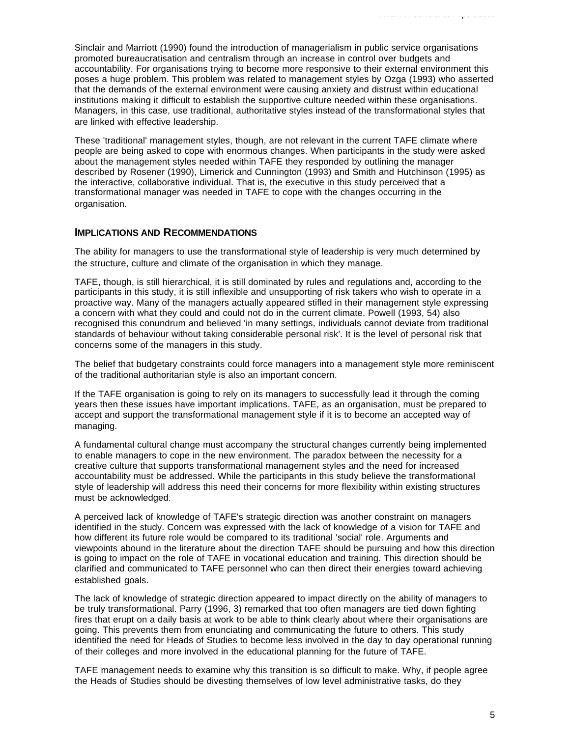Sinclair and Marriott (1990) found the introduction of managerialism in public service organisations promoted bureaucratisation and centralism through an increase in control over budgets and accountability. For organisations trying to become more responsive to their external environment this poses a huge problem. This problem was related to management styles by Ozga (1993) who asserted that the demands of the external environment were causing anxiety and distrust within educational institutions making it difficult to establish the supportive culture needed within these organisations. Managers, in this case, use traditional, authoritative styles instead of the transformational styles that are linked with effective leadership.

These 'traditional' management styles, though, are not relevant in the current TAFE climate where people are being asked to cope with enormous changes. When participants in the study were asked about the management styles needed within TAFE they responded by outlining the manager described by Rosener (1990), Limerick and Cunnington (1993) and Smith and Hutchinson (1995) as the interactive, collaborative individual. That is, the executive in this study perceived that a transformational manager was needed in TAFE to cope with the changes occurring in the organisation.

## Implications and Recommendations

The ability for managers to use the transformational style of leadership is very much determined by the structure, culture and climate of the organisation in which they manage.

TAFE, though, is still hierarchical, it is still dominated by rules and regulations and, according to the participants in this study, it is still inflexible and unsupporting of risk takers who wish to operate in a proactive way. Many of the managers actually appeared stifled in their management style expressing a concern with what they could and could not do in the current climate. Powell (1993, 54) also recognised this conundrum and believed 'in many settings, individuals cannot deviate from traditional standards of behaviour without taking considerable personal risk'. It is the level of personal risk that concerns some of the managers in this study.

The belief that budgetary constraints could force managers into a management style more reminiscent of the traditional authoritarian style is also an important concern.

If the TAFE organisation is going to rely on its managers to successfully lead it through the coming years then these issues have important implications. TAFE, as an organisation, must be prepared to accept and support the transformational management style if it is to become an accepted way of managing.

A fundamental cultural change must accompany the structural changes currently being implemented to enable managers to cope in the new environment. The paradox between the necessity for a creative culture that supports transformational management styles and the need for increased accountability must be addressed. While the participants in this study believe the transformational style of leadership will address this need their concerns for more flexibility within existing structures must be acknowledged.

A perceived lack of knowledge of TAFE's strategic direction was another constraint on managers identified in the study. Concern was expressed with the lack of knowledge of a vision for TAFE and how different its future role would be compared to its traditional 'social' role. Arguments and viewpoints abound in the literature about the direction TAFE should be pursuing and how this direction is going to impact on the role of TAFE in vocational education and training. This direction should be clarified and communicated to TAFE personnel who can then direct their energies toward achieving established goals.

The lack of knowledge of strategic direction appeared to impact directly on the ability of managers to be truly transformational. Parry (1996, 3) remarked that too often managers are tied down fighting fires that erupt on a daily basis at work to be able to think clearly about where their organisations are going. This prevents them from enunciating and communicating the future to others. This study identified the need for Heads of Studies to become less involved in the day to day operational running of their colleges and more involved in the educational planning for the future of TAFE.

TAFE management needs to examine why this transition is so difficult to make. Why, if people agree the Heads of Studies should be divesting themselves of low level administrative tasks, do they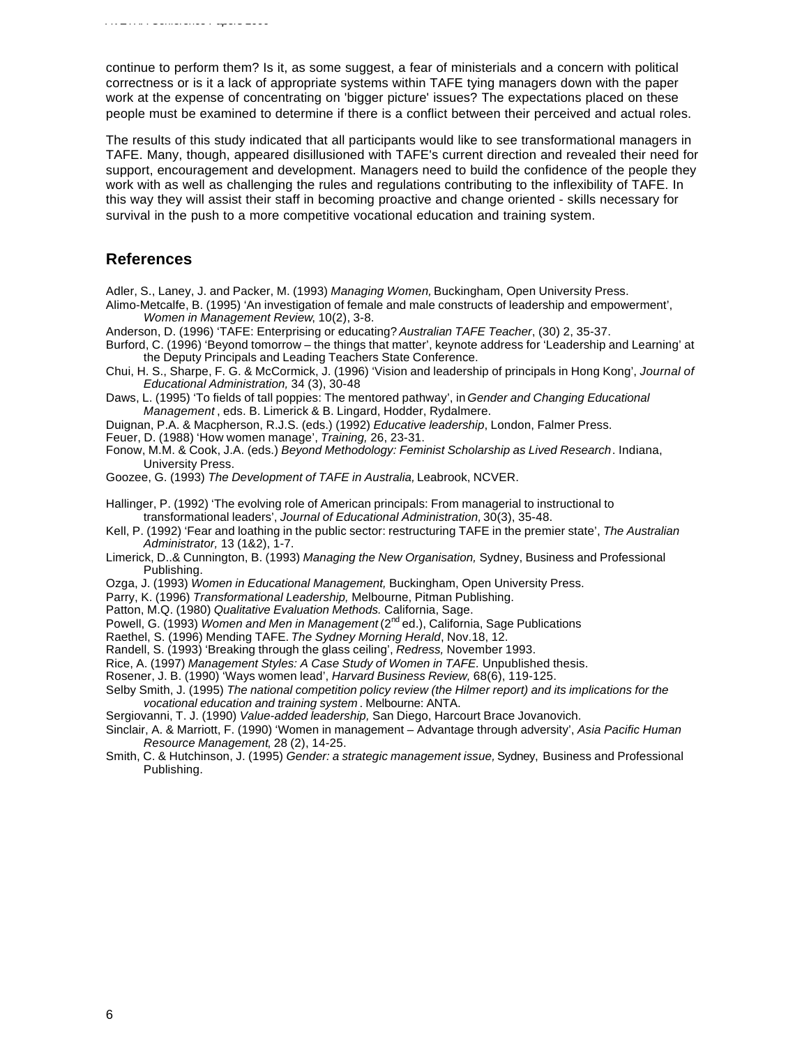continue to perform them? Is it, as some suggest, a fear of ministerials and a concern with political correctness or is it a lack of appropriate systems within TAFE tying managers down with the paper work at the expense of concentrating on 'bigger picture' issues? The expectations placed on these people must be examined to determine if there is a conflict between their perceived and actual roles.

The results of this study indicated that all participants would like to see transformational managers in TAFE. Many, though, appeared disillusioned with TAFE's current direction and revealed their need for support, encouragement and development. Managers need to build the confidence of the people they work with as well as challenging the rules and regulations contributing to the inflexibility of TAFE. In this way they will assist their staff in becoming proactive and change oriented - skills necessary for survival in the push to a more competitive vocational education and training system.

## References

Adler, S., Laney, J. and Packer, M. (1993) *Managing Women*, Buckingham, Open University Press.

Alimo-Metcalfe, B. (1995) 'An investigation of female and male constructs of leadership and empowerment', *Women in Management Review*, 10(2), 3-8.

Anderson, D. (1996) 'TAFE: Enterprising or educating? *Australian TAFE Teacher*, (30) 2, 35-37.

Burford, C. (1996) 'Beyond tomorrow – the things that matter', keynote address for 'Leadership and Learning' at the Deputy Principals and Leading Teachers State Conference.

Chui, H. S., Sharpe, F. G. & McCormick, J. (1996) 'Vision and leadership of principals in Hong Kong', *Journal of Educational Administration,* 34 (3), 30-48

Daws, L. (1995) 'To fields of tall poppies: The mentored pathway', in *Gender and Changing Educational Management* , eds. B. Limerick & B. Lingard, Hodder, Rydalmere.

Duignan, P.A. & Macpherson, R.J.S. (eds.) (1992) *Educative leadership*, London, Falmer Press.

Feuer, D. (1988) 'How women manage', *Training,* 26, 23-31.

Fonow, M.M. & Cook, J.A. (eds.) *Beyond Methodology: Feminist Scholarship as Lived Research*. Indiana, University Press.

Goozee, G. (1993) *The Development of TAFE in Australia,* Leabrook, NCVER.

Hallinger, P. (1992) 'The evolving role of American principals: From managerial to instructional to transformational leaders', *Journal of Educational Administration,* 30(3), 35-48.

Kell, P. (1992) 'Fear and loathing in the public sector: restructuring TAFE in the premier state', *The Australian Administrator,* 13 (1&2), 1-7.

Limerick, D..& Cunnington, B. (1993) *Managing the New Organisation,* Sydney, Business and Professional Publishing.

Ozga, J. (1993) *Women in Educational Management,* Buckingham, Open University Press.

Parry, K. (1996) *Transformational Leadership,* Melbourne, Pitman Publishing.

Patton, M.Q. (1980) *Qualitative Evaluation Methods.* California, Sage.

Powell, G. (1993) *Women and Men in Management* (2nd ed.), California, Sage Publications

Raethel, S. (1996) Mending TAFE. *The Sydney Morning Herald*, Nov.18, 12.

Randell, S. (1993) 'Breaking through the glass ceiling', *Redress,* November 1993.

Rice, A. (1997) *Management Styles: A Case Study of Women in TAFE.* Unpublished thesis.

Rosener, J. B. (1990) 'Ways women lead', *Harvard Business Review,* 68(6), 119-125.

Selby Smith, J. (1995) *The national competition policy review (the Hilmer report) and its implications for the vocational education and training system* . Melbourne: ANTA.

Sergiovanni, T. J. (1990) *Value-added leadership,* San Diego, Harcourt Brace Jovanovich.

Sinclair, A. & Marriott, F. (1990) 'Women in management – Advantage through adversity', *Asia Pacific Human Resource Management*, 28 (2), 14-25.

Smith, C. & Hutchinson, J. (1995) *Gender: a strategic management issue,* Sydney, Business and Professional Publishing.